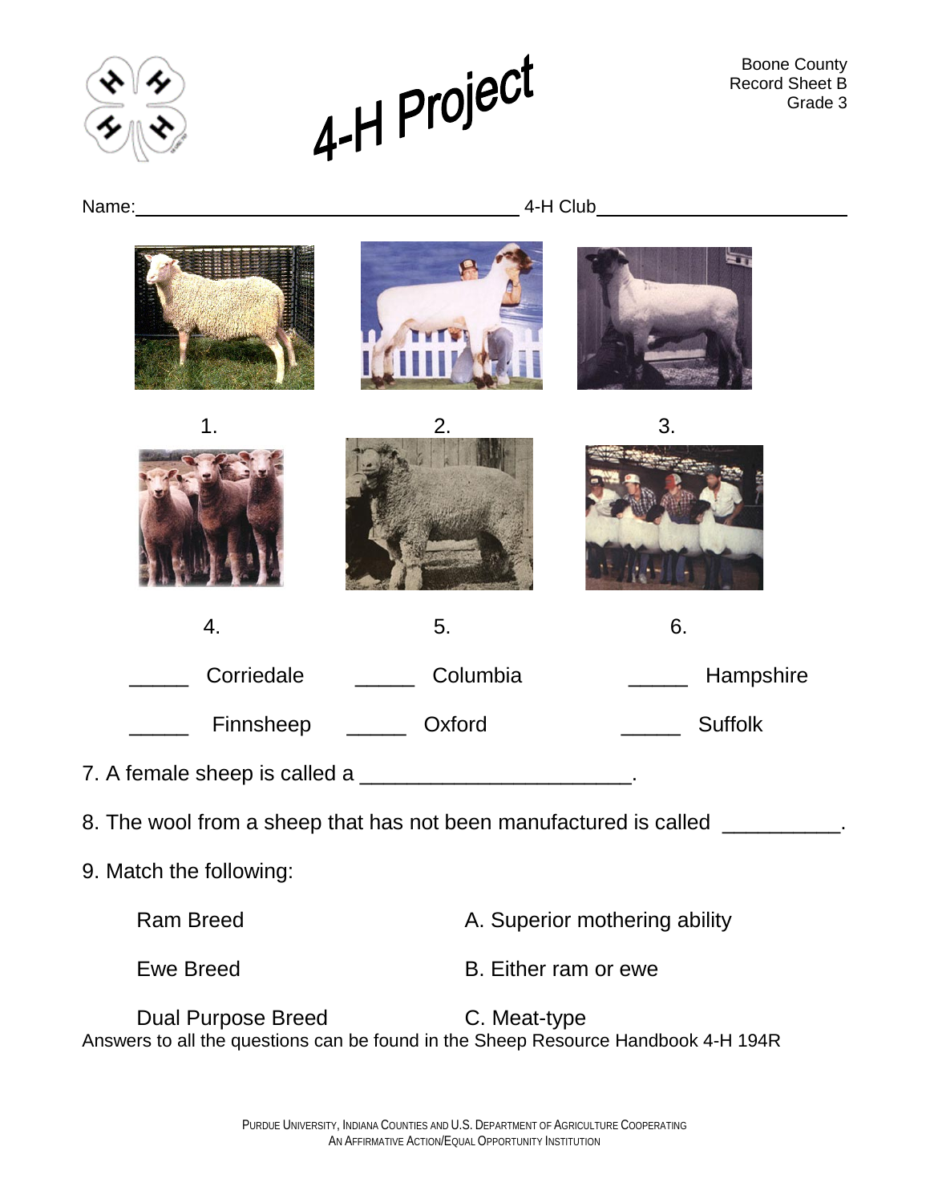# 4-H Project

Boone County
Record Sheet B
Grade 3

Name:______________________________________ 4-H Club________________________

1. 2. 3.

4. 5. 6.

_____ Corriedale _____ Columbia _____ Hampshire

_____ Finnsheep _____ Oxford _____ Suffolk

7. A female sheep is called a ______________________.

8. The wool from a sheep that has not been manufactured is called __________.

9. Match the following:

| | |
|---|---|
| Ram Breed | A. Superior mothering ability |
| Ewe Breed | B. Either ram or ewe |
| Dual Purpose Breed | C. Meat-type |

Answers to all the questions can be found in the Sheep Resource Handbook 4-H 194R

PURDUE UNIVERSITY, INDIANA COUNTIES AND U.S. DEPARTMENT OF AGRICULTURE COOPERATING
AN AFFIRMATIVE ACTION/EQUAL OPPORTUNITY INSTITUTION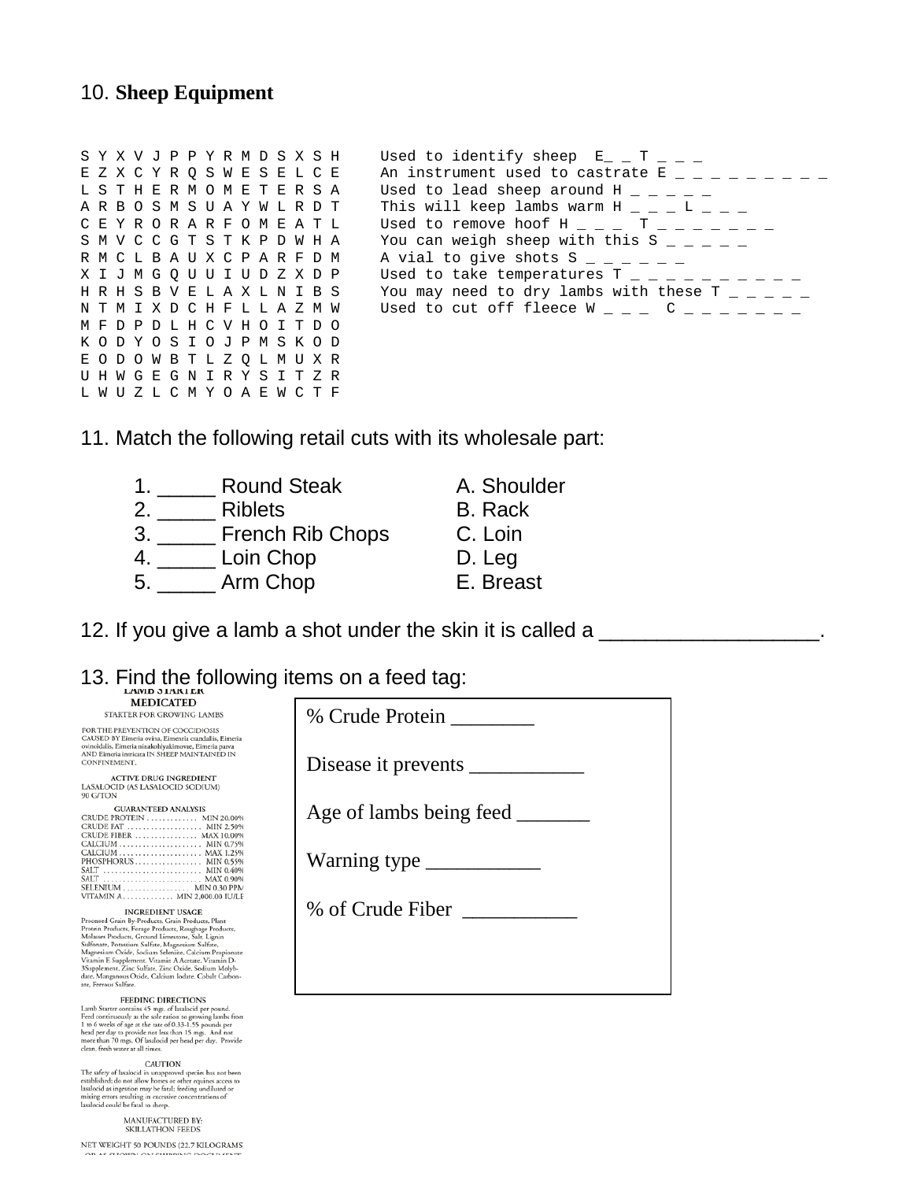## 10. **Sheep Equipment**

```
S Y X V J P P Y R M D S X S H
E Z X C Y R Q S W E S E L C E
L S T H E R M O M E T E R S A
A R B O S M S U A Y W L R D T
C E Y R O R A R F O M E A T L
S M V C C G T S T K P D W H A
R M C L B A U X C P A R F D M
X I J M G Q U U I U D Z X D P
H R H S B V E L A X L N I B S
N T M I X D C H F L L A Z M W
M F D P D L H C V H O I T D O
K O D Y O S I O J P M S K O D
E O D O W B T L Z Q L M U X R
U H W G E G N I R Y S I T Z R
L W U Z L C M Y O A E W C T F
```

```
Used to identify sheep  E_ _ T _ _ _
An instrument used to castrate E _ _ _ _ _ _ _ _ _
Used to lead sheep around H _ _ _ _ _
This will keep lambs warm H _ _ _ L _ _ _
Used to remove hoof H _ _ _  T _ _ _ _ _ _ _
You can weigh sheep with this S _ _ _ _ _
A vial to give shots S _ _ _ _ _ _
Used to take temperatures T _ _ _ _ _ _ _ _ _ _
You may need to dry lambs with these T _ _ _ _ _
Used to cut off fleece W _ _ _  C _ _ _ _ _ _ _
```

11. Match the following retail cuts with its wholesale part:

| | |
|---|---|
| 1. _____ Round Steak | A. Shoulder |
| 2. _____ Riblets | B. Rack |
| 3. _____ French Rib Chops | C. Loin |
| 4. _____ Loin Chop | D. Leg |
| 5. _____ Arm Chop | E. Breast |

12. If you give a lamb a shot under the skin it is called a ___________________.

13. Find the following items on a feed tag:

**LAMB STARTER**
**MEDICATED**
STARTER FOR GROWING LAMBS

FOR THE PREVENTION OF COCCIDIOSIS CAUSED BY Eimeria ovina, Eimeria crandallis, Eimeria ovinoidalis, Eimeria ninakohlyakimovae, Eimeria parva AND Eimeria intricata IN SHEEP MAINTAINED IN CONFINEMENT.

**ACTIVE DRUG INGREDIENT**
LASALOCID (AS LASALOCID SODIUM)
90 G/TON

**GUARANTEED ANALYSIS**

| | |
|---|---|
| CRUDE PROTEIN | MIN 20.00% |
| CRUDE FAT | MIN 2.50% |
| CRUDE FIBER | MAX 10.00% |
| CALCIUM | MIN 0.75% |
| CALCIUM | MAX 1.25% |
| PHOSPHORUS | MIN 0.55% |
| SALT | MIN 0.40% |
| SALT | MAX 0.90% |
| SELENIUM | MIN 0.30 PPM |
| VITAMIN A | MIN 2,000.00 IU/LB |

**INGREDIENT USAGE**
Processed Grain By-Products, Grain Products, Plant Protein Products, Forage Products, Roughage Products, Molasses Products, Ground Limestone, Salt, Lignin Sulfonate, Potassium Sulfate, Magnesium Sulfate, Magnesium Oxide, Sodium Selenite, Calcium Propionate, Vitamin E Supplement, Vitamin A Acetate, Vitamin D-3Supplement, Zinc Sulfate, Zinc Oxide, Sodium Molybdate, Manganous Oxide, Calcium Iodate, Cobalt Carbonate, Ferrous Sulfate.

**FEEDING DIRECTIONS**
Lamb Starter contains 45 mgs. of lasalocid per pound. Feed continuously as the sole ration to growing lambs from 1 to 6 weeks of age at the rate of 0.33-1.55 pounds per head per day to provide not less than 15 mgs. And not more than 70 mgs. Of lasalocid per head per day. Provide clean, fresh water at all times.

**CAUTION**
The safety of lasalocid in unapproved species has not been established; do not allow horses or other equines access to lasalocid as ingestion may be fatal; feeding undiluted or mixing errors resulting in excessive concentrations of lasalocid could be fatal to sheep.

MANUFACTURED BY:
SKILLATHON FEEDS

NET WEIGHT 50 POUNDS (22.7 KILOGRAMS) OR AS SHOWN ON SHIPPING DOCUMENT

% Crude Protein ________

Disease it prevents ___________

Age of lambs being feed _______

Warning type ___________

% of Crude Fiber ___________